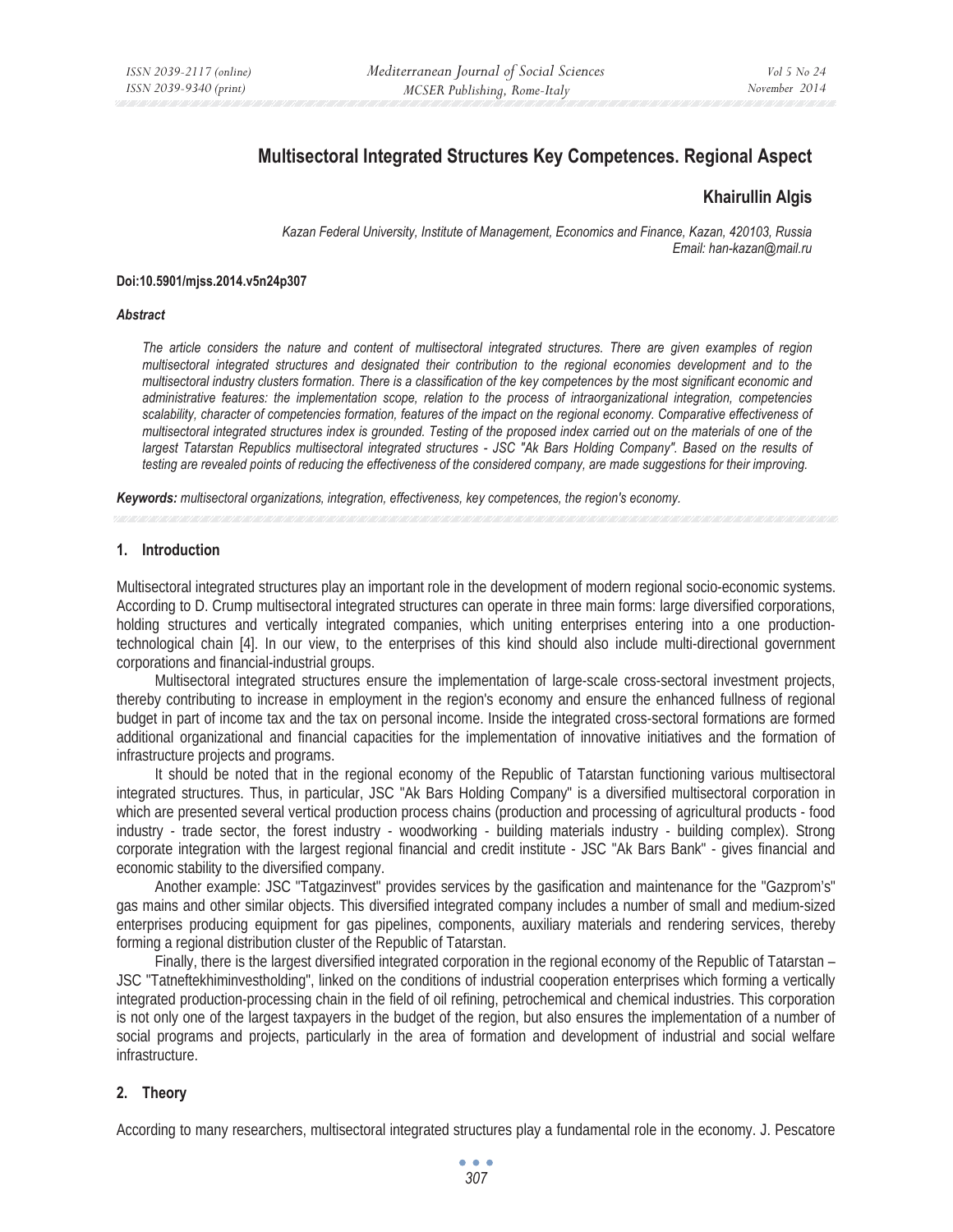# Multisectoral Integrated Structures Key Competences. Regional Aspect

**Khairullin Algis**

*Kazan Federal University, Institute of Management, Economics and Finance, Kazan, 420103, Russia*
*Email: han-kazan@mail.ru*

**Doi:10.5901/mjss.2014.v5n24p307**

***Abstract***

*The article considers the nature and content of multisectoral integrated structures. There are given examples of region multisectoral integrated structures and designated their contribution to the regional economies development and to the multisectoral industry clusters formation. There is a classification of the key competences by the most significant economic and administrative features: the implementation scope, relation to the process of intraorganizational integration, competencies scalability, character of competencies formation, features of the impact on the regional economy. Comparative effectiveness of multisectoral integrated structures index is grounded. Testing of the proposed index carried out on the materials of one of the largest Tatarstan Republics multisectoral integrated structures - JSC "Ak Bars Holding Company". Based on the results of testing are revealed points of reducing the effectiveness of the considered company, are made suggestions for their improving.*

***Keywords:*** *multisectoral organizations, integration, effectiveness, key competences, the region's economy.*

## 1. Introduction

Multisectoral integrated structures play an important role in the development of modern regional socio-economic systems. According to D. Crump multisectoral integrated structures can operate in three main forms: large diversified corporations, holding structures and vertically integrated companies, which uniting enterprises entering into a one production-technological chain [4]. In our view, to the enterprises of this kind should also include multi-directional government corporations and financial-industrial groups.

Multisectoral integrated structures ensure the implementation of large-scale cross-sectoral investment projects, thereby contributing to increase in employment in the region's economy and ensure the enhanced fullness of regional budget in part of income tax and the tax on personal income. Inside the integrated cross-sectoral formations are formed additional organizational and financial capacities for the implementation of innovative initiatives and the formation of infrastructure projects and programs.

It should be noted that in the regional economy of the Republic of Tatarstan functioning various multisectoral integrated structures. Thus, in particular, JSC "Ak Bars Holding Company" is a diversified multisectoral corporation in which are presented several vertical production process chains (production and processing of agricultural products - food industry - trade sector, the forest industry - woodworking - building materials industry - building complex). Strong corporate integration with the largest regional financial and credit institute - JSC "Ak Bars Bank" - gives financial and economic stability to the diversified company.

Another example: JSC "Tatgazinvest" provides services by the gasification and maintenance for the "Gazprom's" gas mains and other similar objects. This diversified integrated company includes a number of small and medium-sized enterprises producing equipment for gas pipelines, components, auxiliary materials and rendering services, thereby forming a regional distribution cluster of the Republic of Tatarstan.

Finally, there is the largest diversified integrated corporation in the regional economy of the Republic of Tatarstan – JSC "Tatneftekhiminvestholding", linked on the conditions of industrial cooperation enterprises which forming a vertically integrated production-processing chain in the field of oil refining, petrochemical and chemical industries. This corporation is not only one of the largest taxpayers in the budget of the region, but also ensures the implementation of a number of social programs and projects, particularly in the area of formation and development of industrial and social welfare infrastructure.

## 2. Theory

According to many researchers, multisectoral integrated structures play a fundamental role in the economy. J. Pescatore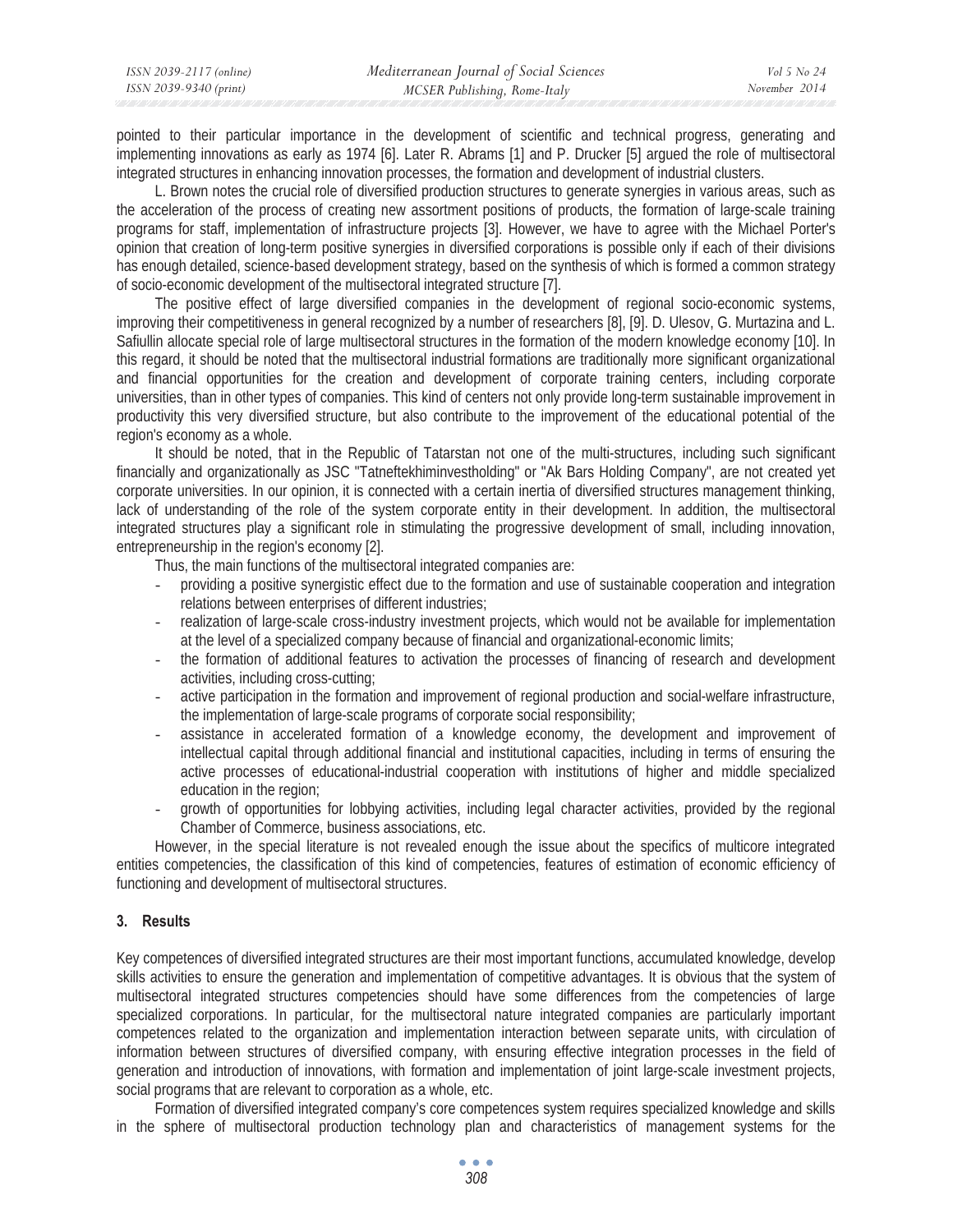pointed to their particular importance in the development of scientific and technical progress, generating and implementing innovations as early as 1974 [6]. Later R. Abrams [1] and P. Drucker [5] argued the role of multisectoral integrated structures in enhancing innovation processes, the formation and development of industrial clusters.

L. Brown notes the crucial role of diversified production structures to generate synergies in various areas, such as the acceleration of the process of creating new assortment positions of products, the formation of large-scale training programs for staff, implementation of infrastructure projects [3]. However, we have to agree with the Michael Porter's opinion that creation of long-term positive synergies in diversified corporations is possible only if each of their divisions has enough detailed, science-based development strategy, based on the synthesis of which is formed a common strategy of socio-economic development of the multisectoral integrated structure [7].

The positive effect of large diversified companies in the development of regional socio-economic systems, improving their competitiveness in general recognized by a number of researchers [8], [9]. D. Ulesov, G. Murtazina and L. Safiullin allocate special role of large multisectoral structures in the formation of the modern knowledge economy [10]. In this regard, it should be noted that the multisectoral industrial formations are traditionally more significant organizational and financial opportunities for the creation and development of corporate training centers, including corporate universities, than in other types of companies. This kind of centers not only provide long-term sustainable improvement in productivity this very diversified structure, but also contribute to the improvement of the educational potential of the region's economy as a whole.

It should be noted, that in the Republic of Tatarstan not one of the multi-structures, including such significant financially and organizationally as JSC "Tatneftekhiminvestholding" or "Ak Bars Holding Company", are not created yet corporate universities. In our opinion, it is connected with a certain inertia of diversified structures management thinking, lack of understanding of the role of the system corporate entity in their development. In addition, the multisectoral integrated structures play a significant role in stimulating the progressive development of small, including innovation, entrepreneurship in the region's economy [2].

Thus, the main functions of the multisectoral integrated companies are:

- providing a positive synergistic effect due to the formation and use of sustainable cooperation and integration relations between enterprises of different industries;
- realization of large-scale cross-industry investment projects, which would not be available for implementation at the level of a specialized company because of financial and organizational-economic limits;
- the formation of additional features to activation the processes of financing of research and development activities, including cross-cutting;
- active participation in the formation and improvement of regional production and social-welfare infrastructure, the implementation of large-scale programs of corporate social responsibility;
- assistance in accelerated formation of a knowledge economy, the development and improvement of intellectual capital through additional financial and institutional capacities, including in terms of ensuring the active processes of educational-industrial cooperation with institutions of higher and middle specialized education in the region;
- growth of opportunities for lobbying activities, including legal character activities, provided by the regional Chamber of Commerce, business associations, etc.

However, in the special literature is not revealed enough the issue about the specifics of multicore integrated entities competencies, the classification of this kind of competencies, features of estimation of economic efficiency of functioning and development of multisectoral structures.

## 3. Results

Key competences of diversified integrated structures are their most important functions, accumulated knowledge, develop skills activities to ensure the generation and implementation of competitive advantages. It is obvious that the system of multisectoral integrated structures competencies should have some differences from the competencies of large specialized corporations. In particular, for the multisectoral nature integrated companies are particularly important competences related to the organization and implementation interaction between separate units, with circulation of information between structures of diversified company, with ensuring effective integration processes in the field of generation and introduction of innovations, with formation and implementation of joint large-scale investment projects, social programs that are relevant to corporation as a whole, etc.

Formation of diversified integrated company's core competences system requires specialized knowledge and skills in the sphere of multisectoral production technology plan and characteristics of management systems for the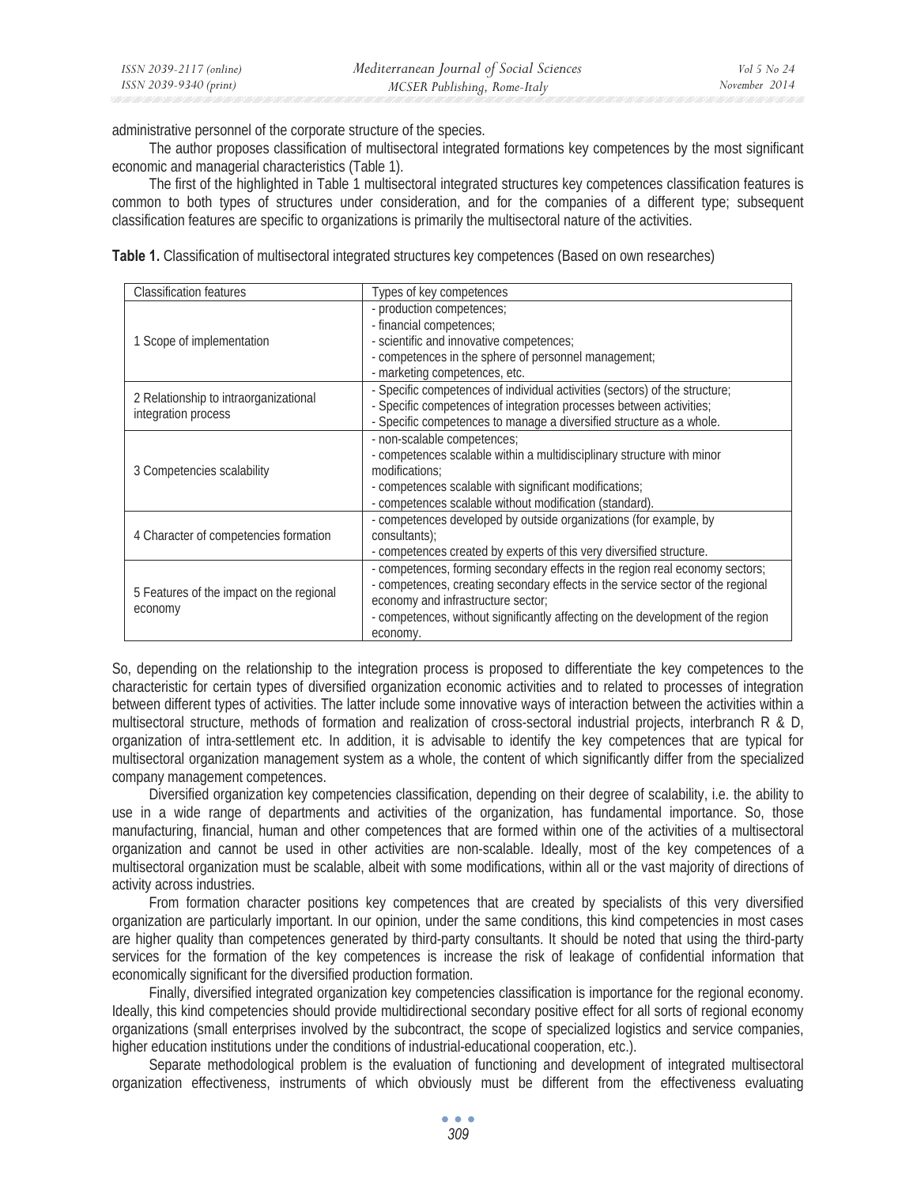administrative personnel of the corporate structure of the species.

The author proposes classification of multisectoral integrated formations key competences by the most significant economic and managerial characteristics (Table 1).

The first of the highlighted in Table 1 multisectoral integrated structures key competences classification features is common to both types of structures under consideration, and for the companies of a different type; subsequent classification features are specific to organizations is primarily the multisectoral nature of the activities.

**Table 1.** Classification of multisectoral integrated structures key competences (Based on own researches)

| Classification features | Types of key competences |
|---|---|
| 1 Scope of implementation | - production competences;<br>- financial competences;<br>- scientific and innovative competences;<br>- competences in the sphere of personnel management;<br>- marketing competences, etc. |
| 2 Relationship to intraorganizational integration process | - Specific competences of individual activities (sectors) of the structure;<br>- Specific competences of integration processes between activities;<br>- Specific competences to manage a diversified structure as a whole. |
| 3 Competencies scalability | - non-scalable competences;<br>- competences scalable within a multidisciplinary structure with minor modifications;<br>- competences scalable with significant modifications;<br>- competences scalable without modification (standard). |
| 4 Character of competencies formation | - competences developed by outside organizations (for example, by consultants);<br>- competences created by experts of this very diversified structure. |
| 5 Features of the impact on the regional economy | - competences, forming secondary effects in the region real economy sectors;<br>- competences, creating secondary effects in the service sector of the regional economy and infrastructure sector;<br>- competences, without significantly affecting on the development of the region economy. |

So, depending on the relationship to the integration process is proposed to differentiate the key competences to the characteristic for certain types of diversified organization economic activities and to related to processes of integration between different types of activities. The latter include some innovative ways of interaction between the activities within a multisectoral structure, methods of formation and realization of cross-sectoral industrial projects, interbranch R & D, organization of intra-settlement etc. In addition, it is advisable to identify the key competences that are typical for multisectoral organization management system as a whole, the content of which significantly differ from the specialized company management competences.

Diversified organization key competencies classification, depending on their degree of scalability, i.e. the ability to use in a wide range of departments and activities of the organization, has fundamental importance. So, those manufacturing, financial, human and other competences that are formed within one of the activities of a multisectoral organization and cannot be used in other activities are non-scalable. Ideally, most of the key competences of a multisectoral organization must be scalable, albeit with some modifications, within all or the vast majority of directions of activity across industries.

From formation character positions key competences that are created by specialists of this very diversified organization are particularly important. In our opinion, under the same conditions, this kind competencies in most cases are higher quality than competences generated by third-party consultants. It should be noted that using the third-party services for the formation of the key competences is increase the risk of leakage of confidential information that economically significant for the diversified production formation.

Finally, diversified integrated organization key competencies classification is importance for the regional economy. Ideally, this kind competencies should provide multidirectional secondary positive effect for all sorts of regional economy organizations (small enterprises involved by the subcontract, the scope of specialized logistics and service companies, higher education institutions under the conditions of industrial-educational cooperation, etc.).

Separate methodological problem is the evaluation of functioning and development of integrated multisectoral organization effectiveness, instruments of which obviously must be different from the effectiveness evaluating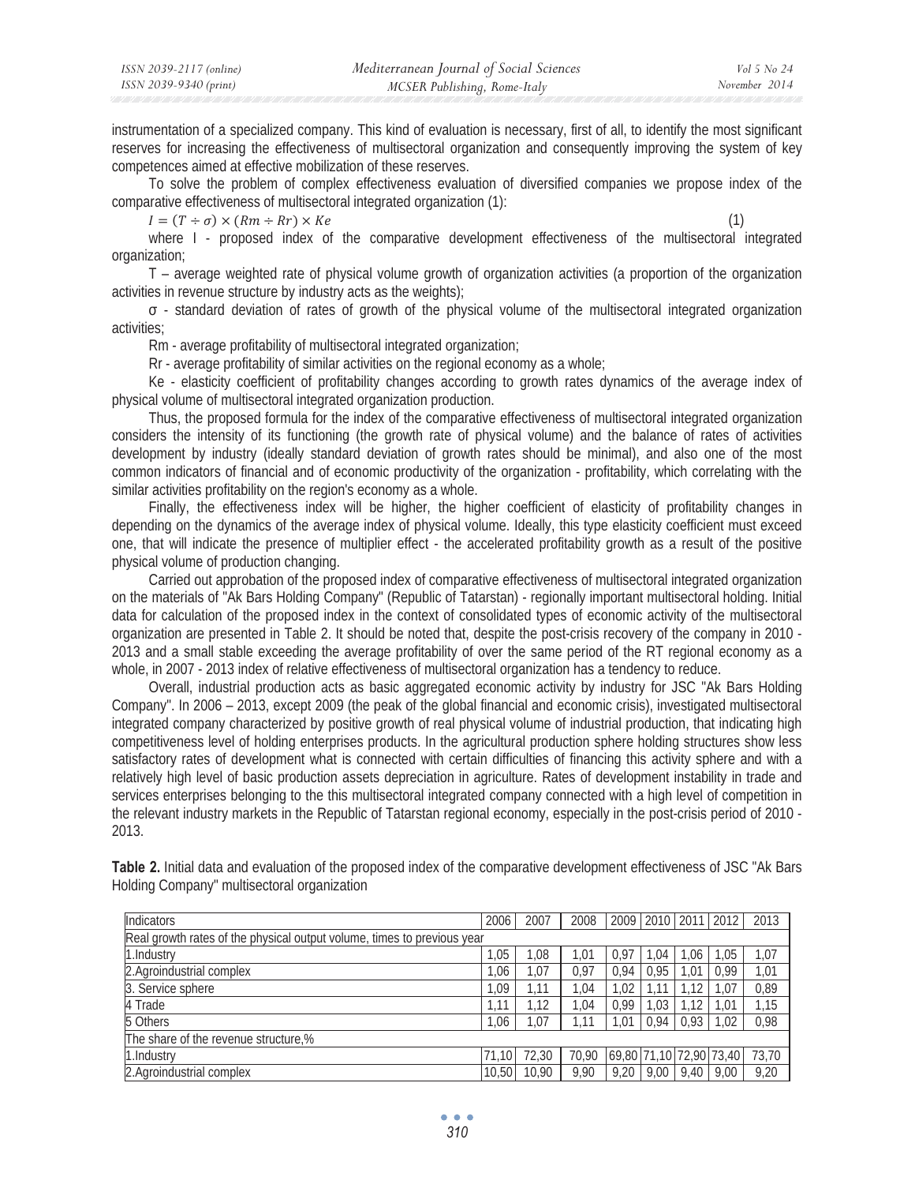instrumentation of a specialized company. This kind of evaluation is necessary, first of all, to identify the most significant reserves for increasing the effectiveness of multisectoral organization and consequently improving the system of key competences aimed at effective mobilization of these reserves.

To solve the problem of complex effectiveness evaluation of diversified companies we propose index of the comparative effectiveness of multisectoral integrated organization (1):

$$I = (T \div \sigma) \times (Rm \div Rr) \times Ke \quad (1)$$

where I - proposed index of the comparative development effectiveness of the multisectoral integrated organization;

T – average weighted rate of physical volume growth of organization activities (a proportion of the organization activities in revenue structure by industry acts as the weights);

σ - standard deviation of rates of growth of the physical volume of the multisectoral integrated organization activities;

Rm - average profitability of multisectoral integrated organization;

Rr - average profitability of similar activities on the regional economy as a whole;

Ke - elasticity coefficient of profitability changes according to growth rates dynamics of the average index of physical volume of multisectoral integrated organization production.

Thus, the proposed formula for the index of the comparative effectiveness of multisectoral integrated organization considers the intensity of its functioning (the growth rate of physical volume) and the balance of rates of activities development by industry (ideally standard deviation of growth rates should be minimal), and also one of the most common indicators of financial and of economic productivity of the organization - profitability, which correlating with the similar activities profitability on the region's economy as a whole.

Finally, the effectiveness index will be higher, the higher coefficient of elasticity of profitability changes in depending on the dynamics of the average index of physical volume. Ideally, this type elasticity coefficient must exceed one, that will indicate the presence of multiplier effect - the accelerated profitability growth as a result of the positive physical volume of production changing.

Carried out approbation of the proposed index of comparative effectiveness of multisectoral integrated organization on the materials of "Ak Bars Holding Company" (Republic of Tatarstan) - regionally important multisectoral holding. Initial data for calculation of the proposed index in the context of consolidated types of economic activity of the multisectoral organization are presented in Table 2. It should be noted that, despite the post-crisis recovery of the company in 2010 - 2013 and a small stable exceeding the average profitability of over the same period of the RT regional economy as a whole, in 2007 - 2013 index of relative effectiveness of multisectoral organization has a tendency to reduce.

Overall, industrial production acts as basic aggregated economic activity by industry for JSC "Ak Bars Holding Company". In 2006 – 2013, except 2009 (the peak of the global financial and economic crisis), investigated multisectoral integrated company characterized by positive growth of real physical volume of industrial production, that indicating high competitiveness level of holding enterprises products. In the agricultural production sphere holding structures show less satisfactory rates of development what is connected with certain difficulties of financing this activity sphere and with a relatively high level of basic production assets depreciation in agriculture. Rates of development instability in trade and services enterprises belonging to the this multisectoral integrated company connected with a high level of competition in the relevant industry markets in the Republic of Tatarstan regional economy, especially in the post-crisis period of 2010 - 2013.

**Table 2.** Initial data and evaluation of the proposed index of the comparative development effectiveness of JSC "Ak Bars Holding Company" multisectoral organization

| Indicators | 2006 | 2007 | 2008 | 2009 | 2010 | 2011 | 2012 | 2013 |
|---|---|---|---|---|---|---|---|---|
| Real growth rates of the physical output volume, times to previous year | | | | | | | | |
| 1.Industry | 1,05 | 1,08 | 1,01 | 0,97 | 1,04 | 1,06 | 1,05 | 1,07 |
| 2.Agroindustrial complex | 1,06 | 1,07 | 0,97 | 0,94 | 0,95 | 1,01 | 0,99 | 1,01 |
| 3. Service sphere | 1,09 | 1,11 | 1,04 | 1,02 | 1,11 | 1,12 | 1,07 | 0,89 |
| 4 Trade | 1,11 | 1,12 | 1,04 | 0,99 | 1,03 | 1,12 | 1,01 | 1,15 |
| 5 Others | 1,06 | 1,07 | 1,11 | 1,01 | 0,94 | 0,93 | 1,02 | 0,98 |
| The share of the revenue structure,% | | | | | | | | |
| 1.Industry | 71,10 | 72,30 | 70,90 | 69,80 | 71,10 | 72,90 | 73,40 | 73,70 |
| 2.Agroindustrial complex | 10,50 | 10,90 | 9,90 | 9,20 | 9,00 | 9,40 | 9,00 | 9,20 |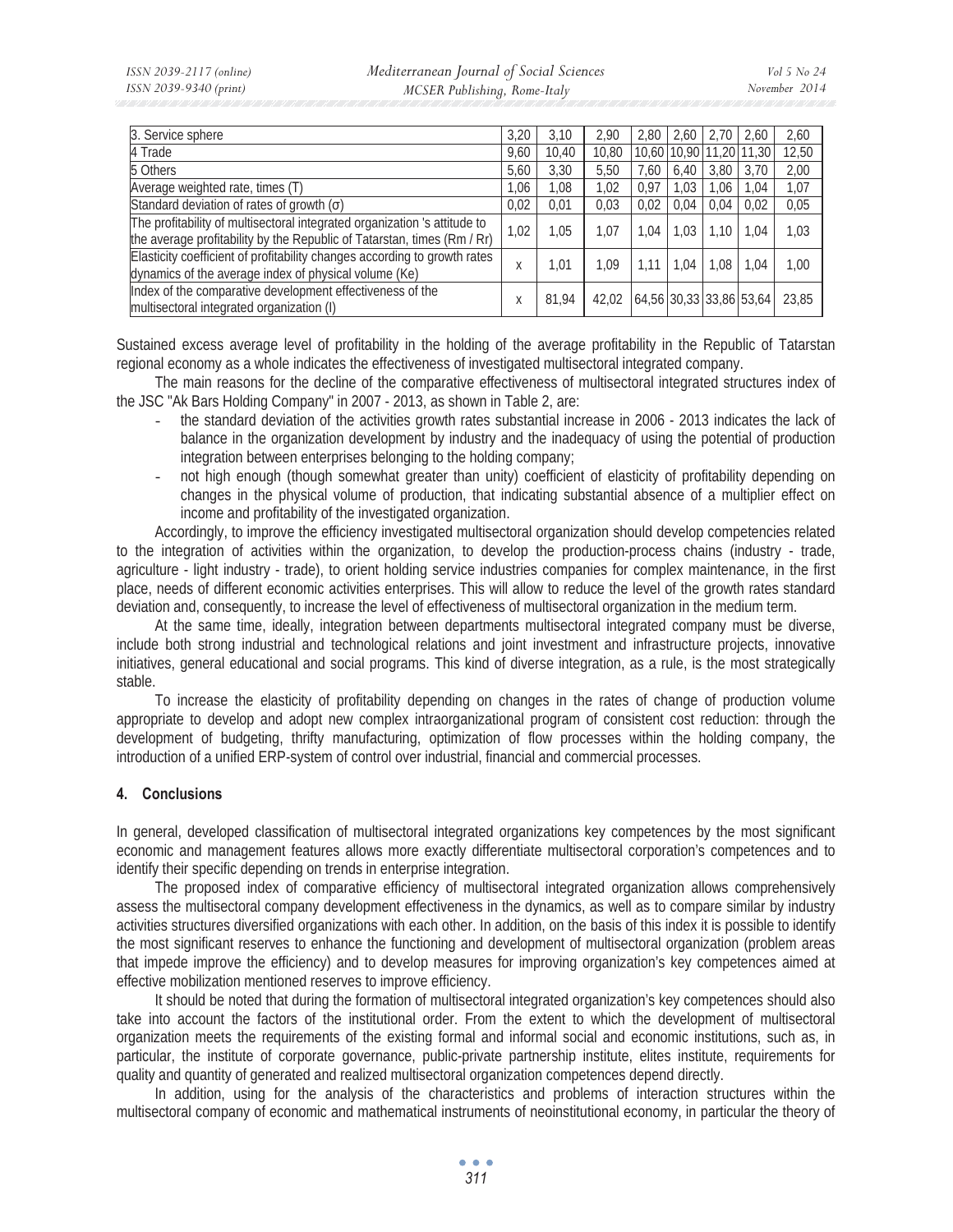| | | | | | | | | |
|---|---|---|---|---|---|---|---|---|
| 3. Service sphere | 3,20 | 3,10 | 2,90 | 2,80 | 2,60 | 2,70 | 2,60 | 2,60 |
| 4 Trade | 9,60 | 10,40 | 10,80 | 10,60 | 10,90 | 11,20 | 11,30 | 12,50 |
| 5 Others | 5,60 | 3,30 | 5,50 | 7,60 | 6,40 | 3,80 | 3,70 | 2,00 |
| Average weighted rate, times (T) | 1,06 | 1,08 | 1,02 | 0,97 | 1,03 | 1,06 | 1,04 | 1,07 |
| Standard deviation of rates of growth (σ) | 0,02 | 0,01 | 0,03 | 0,02 | 0,04 | 0,04 | 0,02 | 0,05 |
| The profitability of multisectoral integrated organization 's attitude to the average profitability by the Republic of Tatarstan, times (Rm / Rr) | 1,02 | 1,05 | 1,07 | 1,04 | 1,03 | 1,10 | 1,04 | 1,03 |
| Elasticity coefficient of profitability changes according to growth rates dynamics of the average index of physical volume (Ke) | x | 1,01 | 1,09 | 1,11 | 1,04 | 1,08 | 1,04 | 1,00 |
| Index of the comparative development effectiveness of the multisectoral integrated organization (I) | x | 81,94 | 42,02 | 64,56 | 30,33 | 33,86 | 53,64 | 23,85 |

Sustained excess average level of profitability in the holding of the average profitability in the Republic of Tatarstan regional economy as a whole indicates the effectiveness of investigated multisectoral integrated company.

The main reasons for the decline of the comparative effectiveness of multisectoral integrated structures index of the JSC "Ak Bars Holding Company" in 2007 - 2013, as shown in Table 2, are:

- the standard deviation of the activities growth rates substantial increase in 2006 - 2013 indicates the lack of balance in the organization development by industry and the inadequacy of using the potential of production integration between enterprises belonging to the holding company;
- not high enough (though somewhat greater than unity) coefficient of elasticity of profitability depending on changes in the physical volume of production, that indicating substantial absence of a multiplier effect on income and profitability of the investigated organization.

Accordingly, to improve the efficiency investigated multisectoral organization should develop competencies related to the integration of activities within the organization, to develop the production-process chains (industry - trade, agriculture - light industry - trade), to orient holding service industries companies for complex maintenance, in the first place, needs of different economic activities enterprises. This will allow to reduce the level of the growth rates standard deviation and, consequently, to increase the level of effectiveness of multisectoral organization in the medium term.

At the same time, ideally, integration between departments multisectoral integrated company must be diverse, include both strong industrial and technological relations and joint investment and infrastructure projects, innovative initiatives, general educational and social programs. This kind of diverse integration, as a rule, is the most strategically stable.

To increase the elasticity of profitability depending on changes in the rates of change of production volume appropriate to develop and adopt new complex intraorganizational program of consistent cost reduction: through the development of budgeting, thrifty manufacturing, optimization of flow processes within the holding company, the introduction of a unified ERP-system of control over industrial, financial and commercial processes.

## 4. Conclusions

In general, developed classification of multisectoral integrated organizations key competences by the most significant economic and management features allows more exactly differentiate multisectoral corporation's competences and to identify their specific depending on trends in enterprise integration.

The proposed index of comparative efficiency of multisectoral integrated organization allows comprehensively assess the multisectoral company development effectiveness in the dynamics, as well as to compare similar by industry activities structures diversified organizations with each other. In addition, on the basis of this index it is possible to identify the most significant reserves to enhance the functioning and development of multisectoral organization (problem areas that impede improve the efficiency) and to develop measures for improving organization's key competences aimed at effective mobilization mentioned reserves to improve efficiency.

It should be noted that during the formation of multisectoral integrated organization's key competences should also take into account the factors of the institutional order. From the extent to which the development of multisectoral organization meets the requirements of the existing formal and informal social and economic institutions, such as, in particular, the institute of corporate governance, public-private partnership institute, elites institute, requirements for quality and quantity of generated and realized multisectoral organization competences depend directly.

In addition, using for the analysis of the characteristics and problems of interaction structures within the multisectoral company of economic and mathematical instruments of neoinstitutional economy, in particular the theory of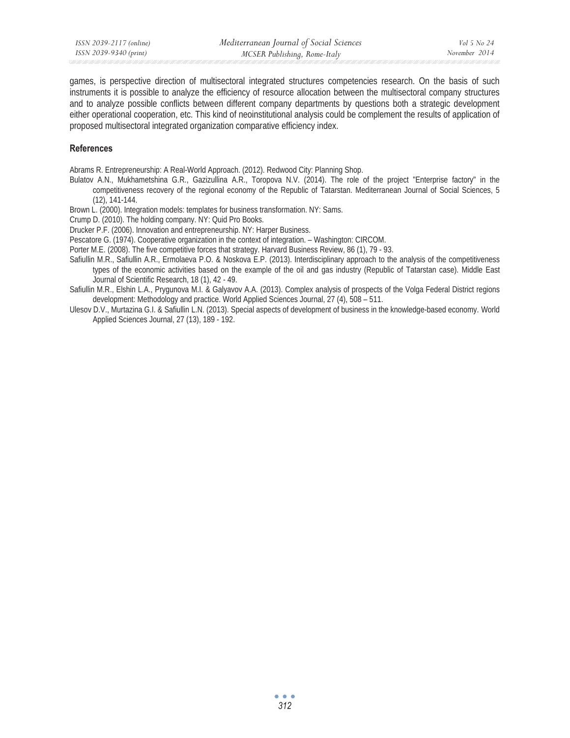games, is perspective direction of multisectoral integrated structures competencies research. On the basis of such instruments it is possible to analyze the efficiency of resource allocation between the multisectoral company structures and to analyze possible conflicts between different company departments by questions both a strategic development either operational cooperation, etc. This kind of neoinstitutional analysis could be complement the results of application of proposed multisectoral integrated organization comparative efficiency index.

## References

Abrams R. Entrepreneurship: A Real-World Approach. (2012). Redwood City: Planning Shop.

Bulatov A.N., Mukhametshina G.R., Gazizullina A.R., Toropova N.V. (2014). The role of the project "Enterprise factory" in the competitiveness recovery of the regional economy of the Republic of Tatarstan. Mediterranean Journal of Social Sciences, 5 (12), 141-144.

Brown L. (2000). Integration models: templates for business transformation. NY: Sams.

Crump D. (2010). The holding company. NY: Quid Pro Books.

Drucker P.F. (2006). Innovation and entrepreneurship. NY: Harper Business.

Pescatore G. (1974). Cooperative organization in the context of integration. – Washington: CIRCOM.

Porter M.E. (2008). The five competitive forces that strategy. Harvard Business Review, 86 (1), 79 - 93.

Safiullin M.R., Safiullin A.R., Ermolaeva P.O. & Noskova E.P. (2013). Interdisciplinary approach to the analysis of the competitiveness types of the economic activities based on the example of the oil and gas industry (Republic of Tatarstan case). Middle East Journal of Scientific Research, 18 (1), 42 - 49.

Safiullin M.R., Elshin L.A., Prygunova M.I. & Galyavov A.A. (2013). Complex analysis of prospects of the Volga Federal District regions development: Methodology and practice. World Applied Sciences Journal, 27 (4), 508 – 511.

Ulesov D.V., Murtazina G.I. & Safiullin L.N. (2013). Special aspects of development of business in the knowledge-based economy. World Applied Sciences Journal, 27 (13), 189 - 192.